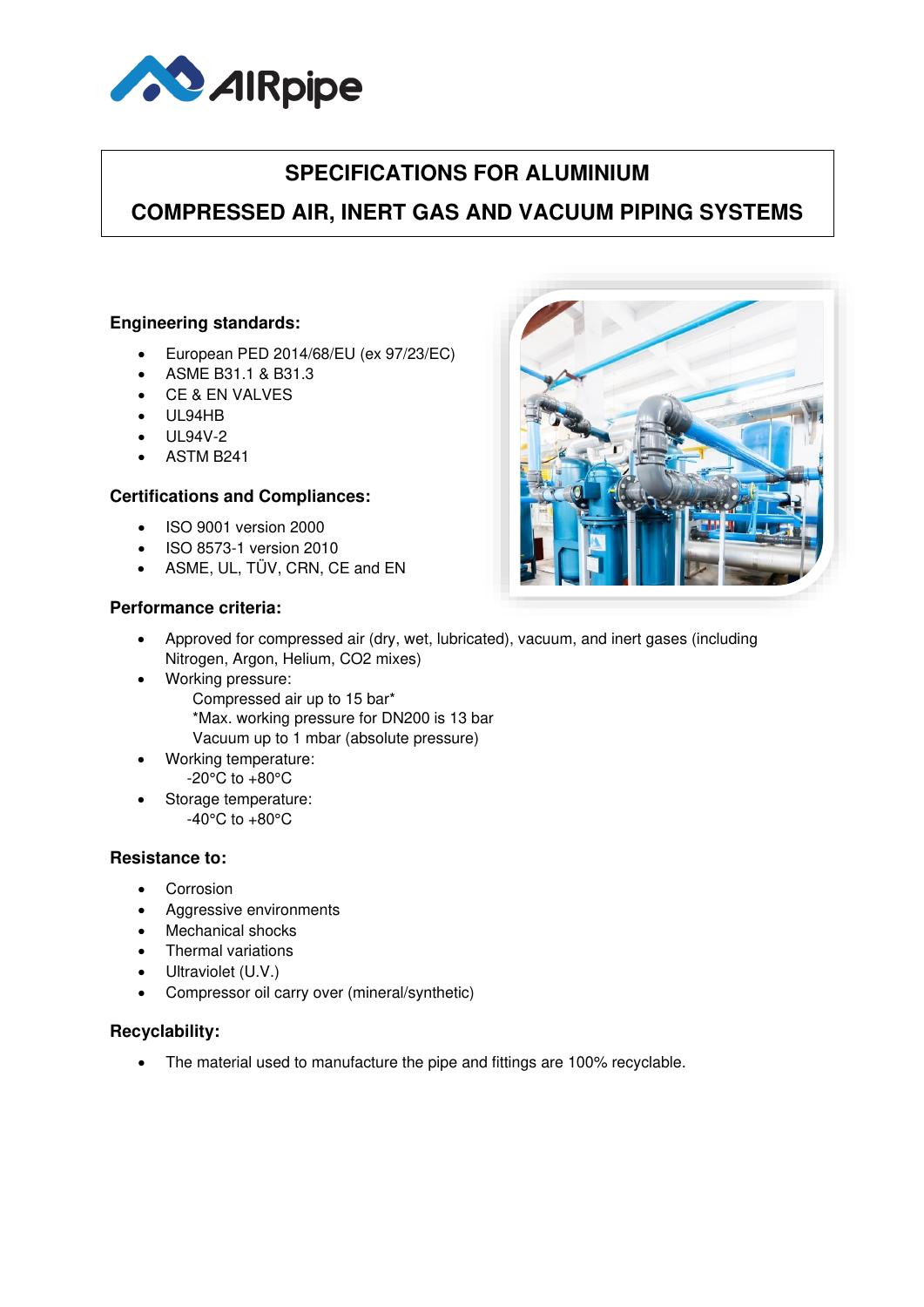# SPECIFICATIONS FOR ALUMINIUM

# COMPRESSED AIR, INERT GAS AND VACUUM PIPING SYSTEMS

### Engineering standards:

- European PED 2014/68/EU (ex 97/23/EC)
- ASME B31.1 & B31.3
- CE & EN VALVES
- UL94HB
- UL94V-2
- ASTM B241

### Certifications and Compliances:

- ISO 9001 version 2000
- ISO 8573-1 version 2010
- ASME, UL, TÜV, CRN, CE and EN

### Performance criteria:

- Approved for compressed air (dry, wet, lubricated), vacuum, and inert gases (including Nitrogen, Argon, Helium, $CO_2$ mixes)
- Working pressure:
  Compressed air up to 15 bar*
  *Max. working pressure for DN200 is 13 bar
  Vacuum up to 1 mbar (absolute pressure)
- Working temperature:
  -20°C to +80°C
- Storage temperature:
  -40°C to +80°C

### Resistance to:

- Corrosion
- Aggressive environments
- Mechanical shocks
- Thermal variations
- Ultraviolet (U.V.)
- Compressor oil carry over (mineral/synthetic)

### Recyclability:

- The material used to manufacture the pipe and fittings are 100% recyclable.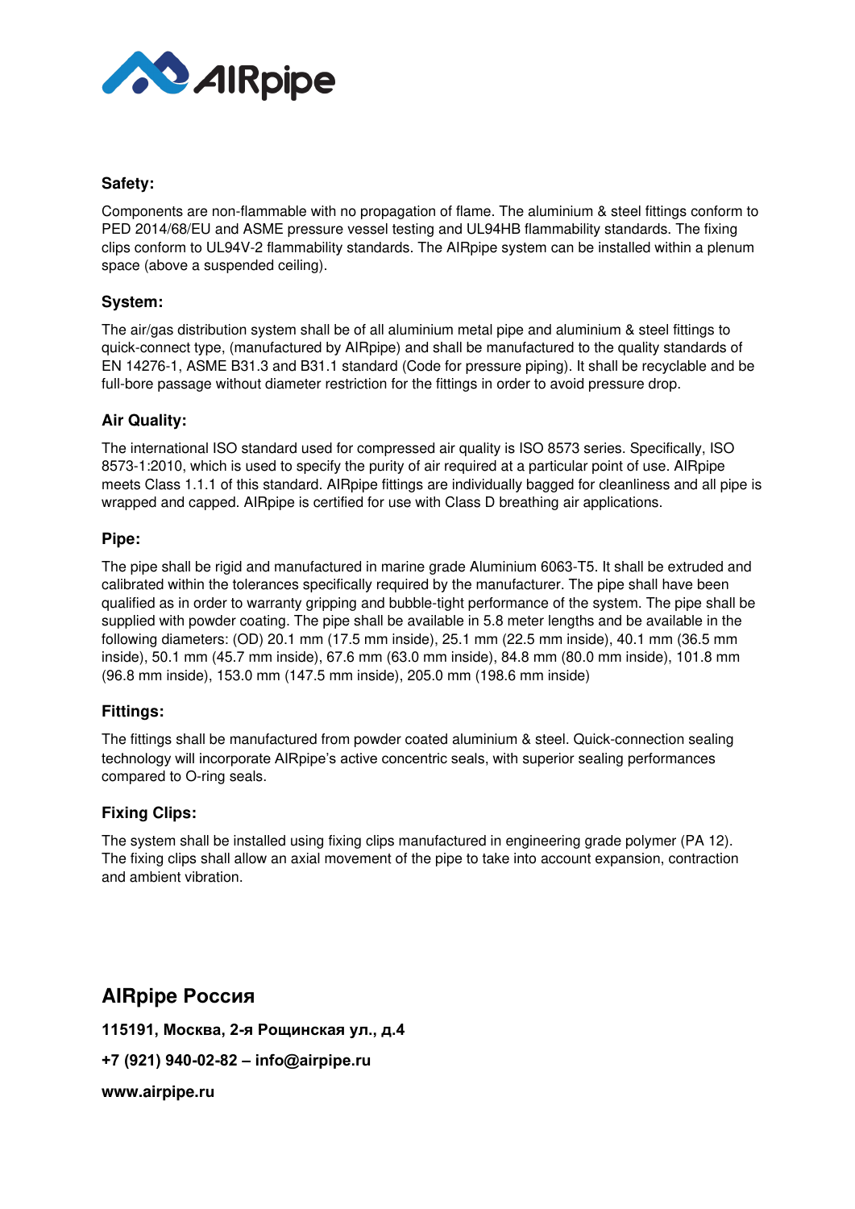AIRpipe

### Safety:

Components are non-flammable with no propagation of flame. The aluminium & steel fittings conform to PED 2014/68/EU and ASME pressure vessel testing and UL94HB flammability standards. The fixing clips conform to UL94V-2 flammability standards. The AIRpipe system can be installed within a plenum space (above a suspended ceiling).

### System:

The air/gas distribution system shall be of all aluminium metal pipe and aluminium & steel fittings to quick-connect type, (manufactured by AIRpipe) and shall be manufactured to the quality standards of EN 14276-1, ASME B31.3 and B31.1 standard (Code for pressure piping). It shall be recyclable and be full-bore passage without diameter restriction for the fittings in order to avoid pressure drop.

### Air Quality:

The international ISO standard used for compressed air quality is ISO 8573 series. Specifically, ISO 8573-1:2010, which is used to specify the purity of air required at a particular point of use. AIRpipe meets Class 1.1.1 of this standard. AIRpipe fittings are individually bagged for cleanliness and all pipe is wrapped and capped. AIRpipe is certified for use with Class D breathing air applications.

### Pipe:

The pipe shall be rigid and manufactured in marine grade Aluminium 6063-T5. It shall be extruded and calibrated within the tolerances specifically required by the manufacturer. The pipe shall have been qualified as in order to warranty gripping and bubble-tight performance of the system. The pipe shall be supplied with powder coating. The pipe shall be available in 5.8 meter lengths and be available in the following diameters: (OD) 20.1 mm (17.5 mm inside), 25.1 mm (22.5 mm inside), 40.1 mm (36.5 mm inside), 50.1 mm (45.7 mm inside), 67.6 mm (63.0 mm inside), 84.8 mm (80.0 mm inside), 101.8 mm (96.8 mm inside), 153.0 mm (147.5 mm inside), 205.0 mm (198.6 mm inside)

### Fittings:

The fittings shall be manufactured from powder coated aluminium & steel. Quick-connection sealing technology will incorporate AIRpipe's active concentric seals, with superior sealing performances compared to O-ring seals.

### Fixing Clips:

The system shall be installed using fixing clips manufactured in engineering grade polymer (PA 12). The fixing clips shall allow an axial movement of the pipe to take into account expansion, contraction and ambient vibration.

## AIRpipe Россия

**115191, Москва, 2-я Рощинская ул., д.4**

**+7 (921) 940-02-82 – info@airpipe.ru**

**www.airpipe.ru**